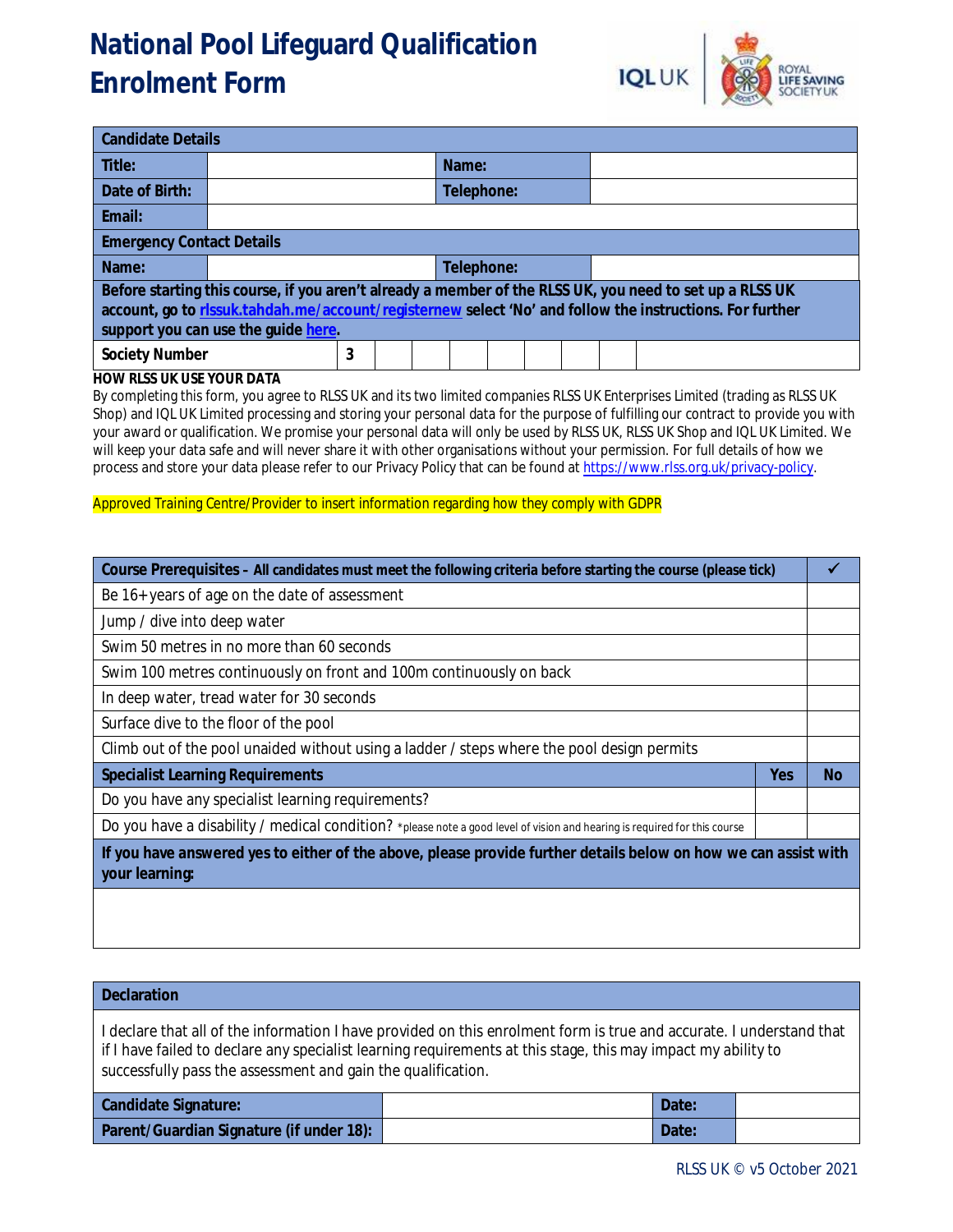# National Pool Lifeguard Qualification Enrolment Form

| Candidate Details | | | |
|---|---|---|---|
| Title: | | Name: | |
| Date of Birth: | | Telephone: | |
| Email: | | | |

| Emergency Contact Details | | | |
|---|---|---|---|
| Name: | | Telephone: | |

**Before starting this course, if you aren't already a member of the RLSS UK, you need to set up a RLSS UK account, go to [rlssuk.tahdah.me/account/registernew](rlssuk.tahdah.me/account/registernew) select 'No' and follow the instructions. For further support you can use the guide [here](here).**

| Society Number | 3 | | | | | | | | |
|---|---|---|---|---|---|---|---|---|---|

**HOW RLSS UK USE YOUR DATA**

By completing this form, you agree to RLSS UK and its two limited companies RLSS UK Enterprises Limited (trading as RLSS UK Shop) and IQL UK Limited processing and storing your personal data for the purpose of fulfilling our contract to provide you with your award or qualification. We promise your personal data will only be used by RLSS UK, RLSS UK Shop and IQL UK Limited. We will keep your data safe and will never share it with other organisations without your permission. For full details of how we process and store your data please refer to our Privacy Policy that can be found at [https://www.rlss.org.uk/privacy-policy](https://www.rlss.org.uk/privacy-policy).

Approved Training Centre/Provider to insert information regarding how they comply with GDPR

| **Course Prerequisites** – All candidates must meet the following criteria before starting the course (please tick) | ✓ |
|---|---|
| Be 16+ years of age on the date of assessment | |
| Jump / dive into deep water | |
| Swim 50 metres in no more than 60 seconds | |
| Swim 100 metres continuously on front and 100m continuously on back | |
| In deep water, tread water for 30 seconds | |
| Surface dive to the floor of the pool | |
| Climb out of the pool unaided without using a ladder / steps where the pool design permits | |

| **Specialist Learning Requirements** | **Yes** | **No** |
|---|---|---|
| Do you have any specialist learning requirements? | | |
| Do you have a disability / medical condition? *please note a good level of vision and hearing is required for this course | | |

**If you have answered yes to either of the above, please provide further details below on how we can assist with your learning:**

| **Declaration** | | | |
|---|---|---|---|
| I declare that all of the information I have provided on this enrolment form is true and accurate. I understand that if I have failed to declare any specialist learning requirements at this stage, this may impact my ability to successfully pass the assessment and gain the qualification. | | | |
| Candidate Signature: | | Date: | |
| Parent/Guardian Signature (if under 18): | | Date: | |

RLSS UK © v5 October 2021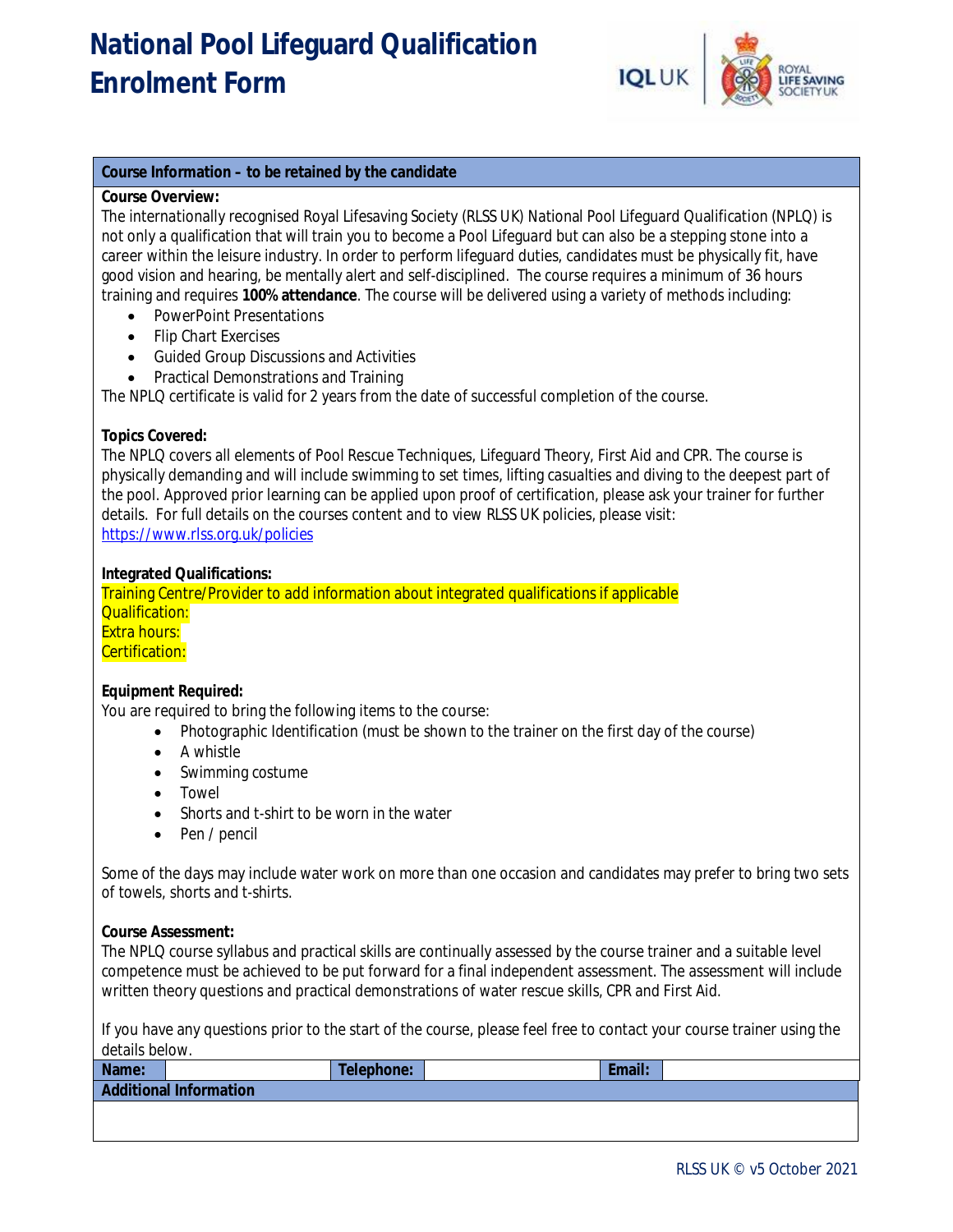# National Pool Lifeguard Qualification Enrolment Form

**Course Information – to be retained by the candidate**

**Course Overview:**

The internationally recognised Royal Lifesaving Society (RLSS UK) National Pool Lifeguard Qualification (NPLQ) is not only a qualification that will train you to become a Pool Lifeguard but can also be a stepping stone into a career within the leisure industry. In order to perform lifeguard duties, candidates must be physically fit, have good vision and hearing, be mentally alert and self-disciplined. The course requires a minimum of 36 hours training and requires **100% attendance**. The course will be delivered using a variety of methods including:

- PowerPoint Presentations
- Flip Chart Exercises
- Guided Group Discussions and Activities
- Practical Demonstrations and Training

The NPLQ certificate is valid for 2 years from the date of successful completion of the course.

**Topics Covered:**

The NPLQ covers all elements of Pool Rescue Techniques, Lifeguard Theory, First Aid and CPR. The course is physically demanding and will include swimming to set times, lifting casualties and diving to the deepest part of the pool. Approved prior learning can be applied upon proof of certification, please ask your trainer for further details. For full details on the courses content and to view RLSS UK policies, please visit: https://www.rlss.org.uk/policies

**Integrated Qualifications:**

Training Centre/Provider to add information about integrated qualifications if applicable
Qualification:
Extra hours:
Certification:

**Equipment Required:**

You are required to bring the following items to the course:

- Photographic Identification (must be shown to the trainer on the first day of the course)
- A whistle
- Swimming costume
- Towel
- Shorts and t-shirt to be worn in the water
- Pen / pencil

Some of the days may include water work on more than one occasion and candidates may prefer to bring two sets of towels, shorts and t-shirts.

**Course Assessment:**

The NPLQ course syllabus and practical skills are continually assessed by the course trainer and a suitable level competence must be achieved to be put forward for a final independent assessment. The assessment will include written theory questions and practical demonstrations of water rescue skills, CPR and First Aid.

If you have any questions prior to the start of the course, please feel free to contact your course trainer using the details below.

| Name: | | Telephone: | | Email: | |
|---|---|---|---|---|---|
| **Additional Information** | | | | | |
| | | | | | |

RLSS UK © v5 October 2021